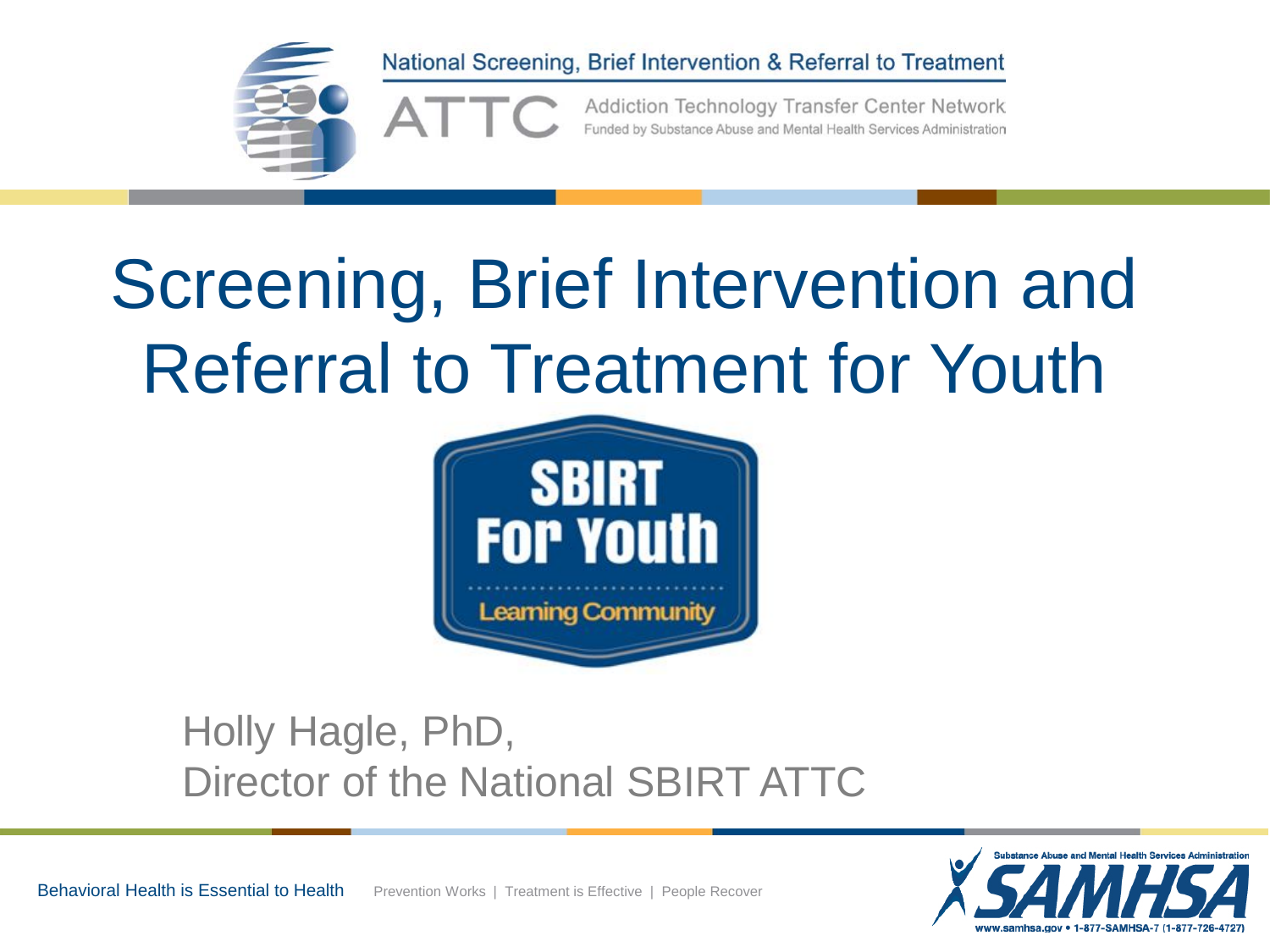National Screening, Brief Intervention & Referral to Treatment

ATTC Addiction Technology Transfer Center Network

Funded by Substance Abuse and Mental Health Services Administration

# Screening, Brief Intervention and Referral to Treatment for Youth

SBIRT For Youth

Learning Community

Holly Hagle, PhD,
Director of the National SBIRT ATTC

Behavioral Health is Essential to Health    Prevention Works | Treatment is Effective | People Recover

Substance Abuse and Mental Health Services Administration

SAMHSA

www.samhsa.gov • 1-877-SAMHSA-7 (1-877-726-4727)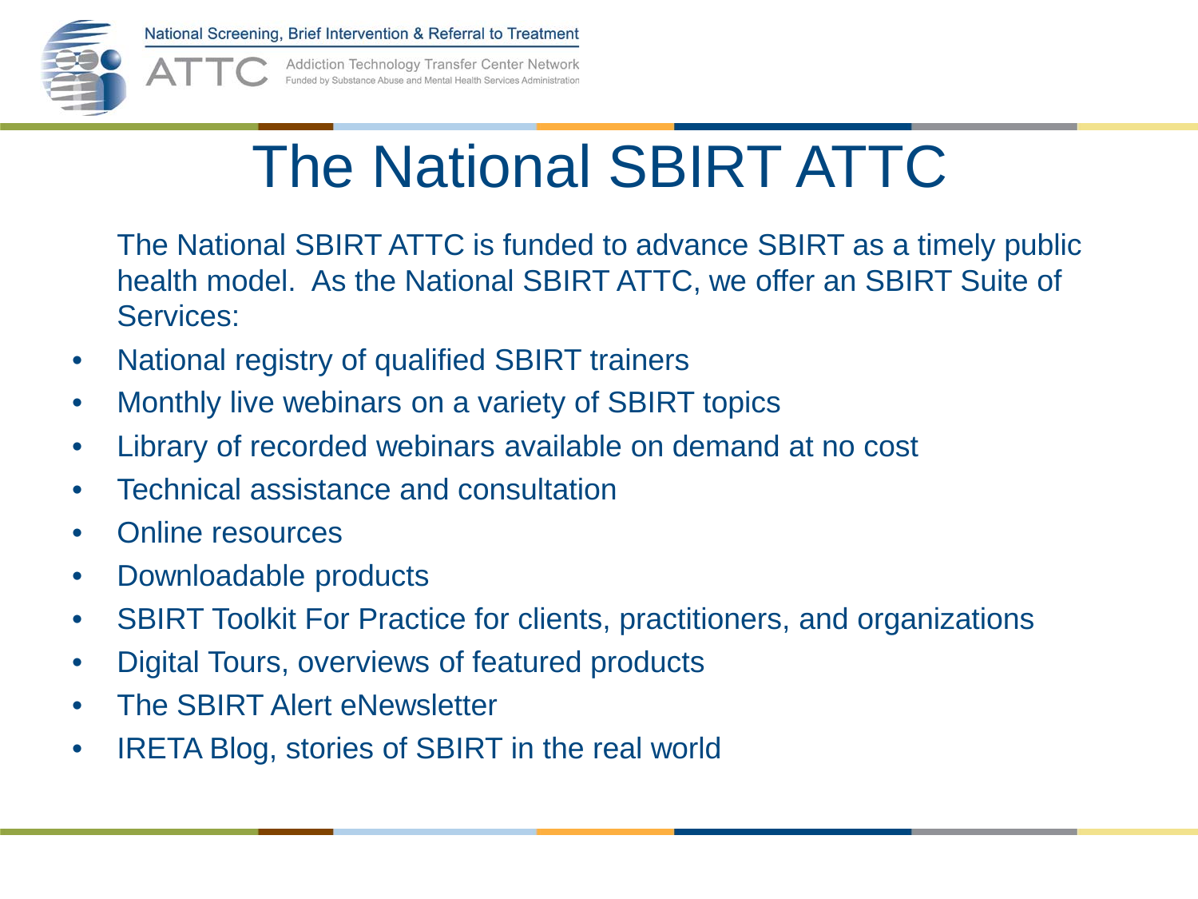# The National SBIRT ATTC

The National SBIRT ATTC is funded to advance SBIRT as a timely public health model. As the National SBIRT ATTC, we offer an SBIRT Suite of Services:

- National registry of qualified SBIRT trainers
- Monthly live webinars on a variety of SBIRT topics
- Library of recorded webinars available on demand at no cost
- Technical assistance and consultation
- Online resources
- Downloadable products
- SBIRT Toolkit For Practice for clients, practitioners, and organizations
- Digital Tours, overviews of featured products
- The SBIRT Alert eNewsletter
- IRETA Blog, stories of SBIRT in the real world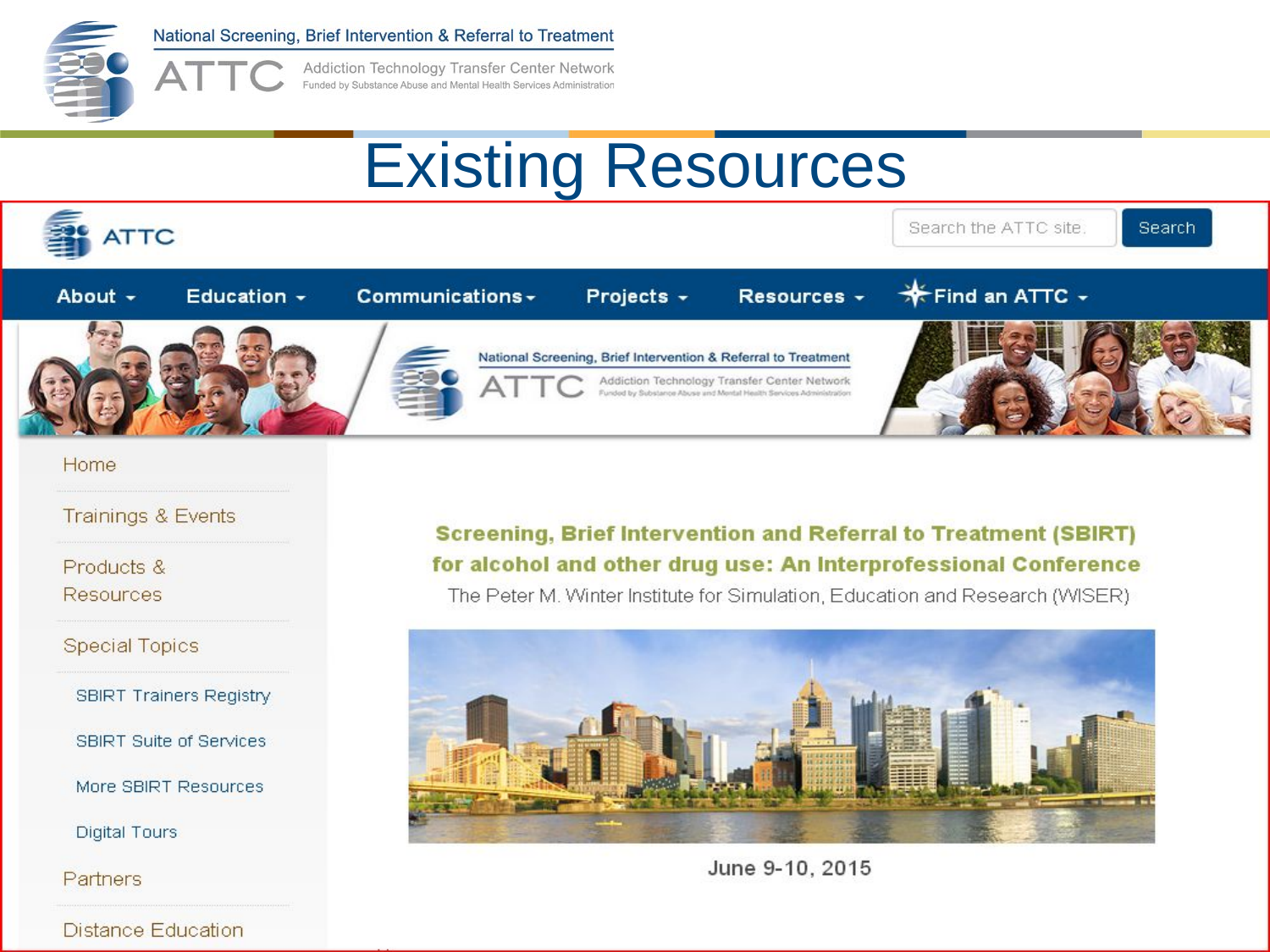# Existing Resources

ATTC

Search the ATTC site. Search

About | Education | Communications | Projects | Resources | Find an ATTC

National Screening, Brief Intervention & Referral to Treatment
ATTC Addiction Technology Transfer Center Network
Funded by Substance Abuse and Mental Health Services Administration

- Home
- Trainings & Events
- Products & Resources
- Special Topics
  - SBIRT Trainers Registry
  - SBIRT Suite of Services
  - More SBIRT Resources
  - Digital Tours
- Partners
- Distance Education

**Screening, Brief Intervention and Referral to Treatment (SBIRT) for alcohol and other drug use: An Interprofessional Conference**

The Peter M. Winter Institute for Simulation, Education and Research (WISER)

June 9-10, 2015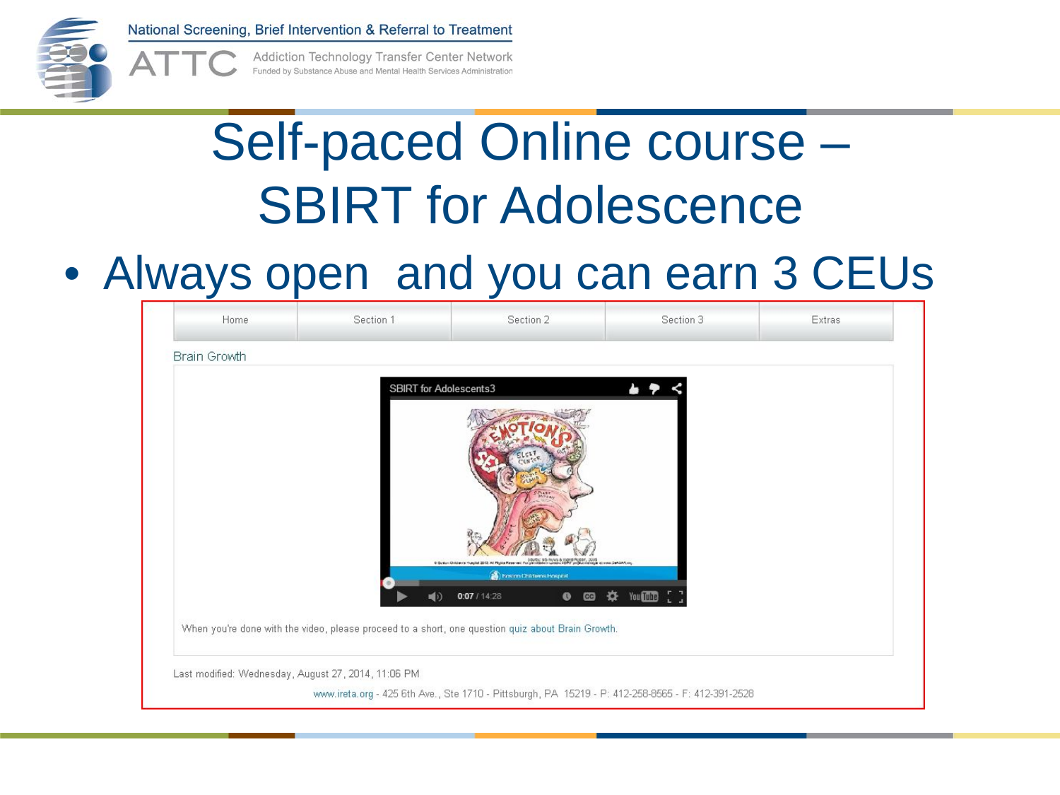# Self-paced Online course – SBIRT for Adolescence

- Always open and you can earn 3 CEUs

Home | Section 1 | Section 2 | Section 3 | Extras

Brain Growth

SBIRT for Adolescents3

When you're done with the video, please proceed to a short, one question quiz about Brain Growth.

Last modified: Wednesday, August 27, 2014, 11:06 PM

www.ireta.org - 425 6th Ave., Ste 1710 - Pittsburgh, PA 15219 - P: 412-258-8565 - F: 412-391-2528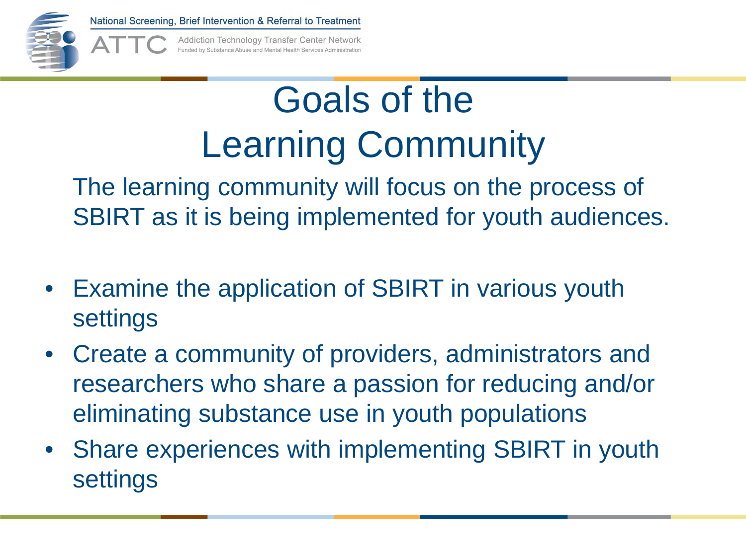# Goals of the Learning Community

The learning community will focus on the process of SBIRT as it is being implemented for youth audiences.

- Examine the application of SBIRT in various youth settings
- Create a community of providers, administrators and researchers who share a passion for reducing and/or eliminating substance use in youth populations
- Share experiences with implementing SBIRT in youth settings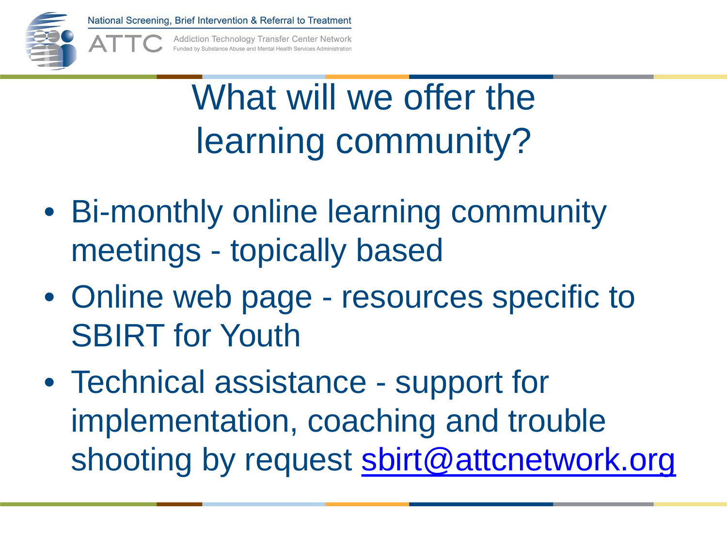# What will we offer the learning community?

- Bi-monthly online learning community meetings - topically based
- Online web page - resources specific to SBIRT for Youth
- Technical assistance - support for implementation, coaching and trouble shooting by request sbirt@attcnetwork.org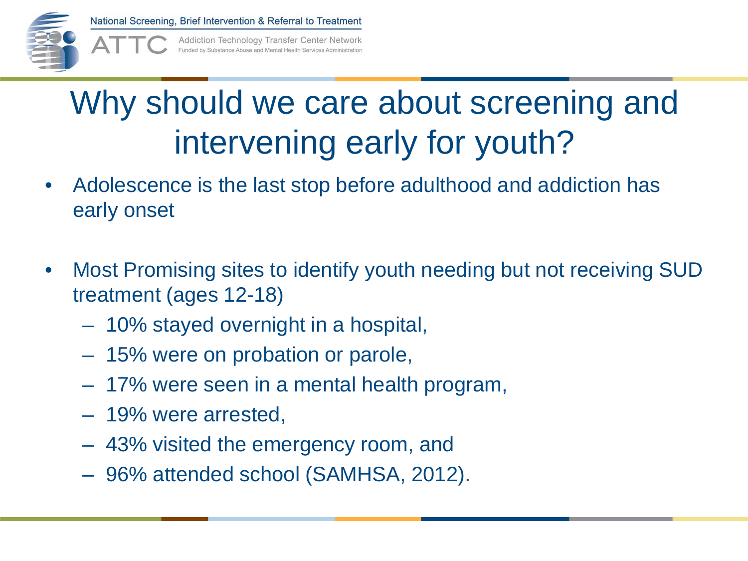# Why should we care about screening and intervening early for youth?

- Adolescence is the last stop before adulthood and addiction has early onset

- Most Promising sites to identify youth needing but not receiving SUD treatment (ages 12-18)
  - 10% stayed overnight in a hospital,
  - 15% were on probation or parole,
  - 17% were seen in a mental health program,
  - 19% were arrested,
  - 43% visited the emergency room, and
  - 96% attended school (SAMHSA, 2012).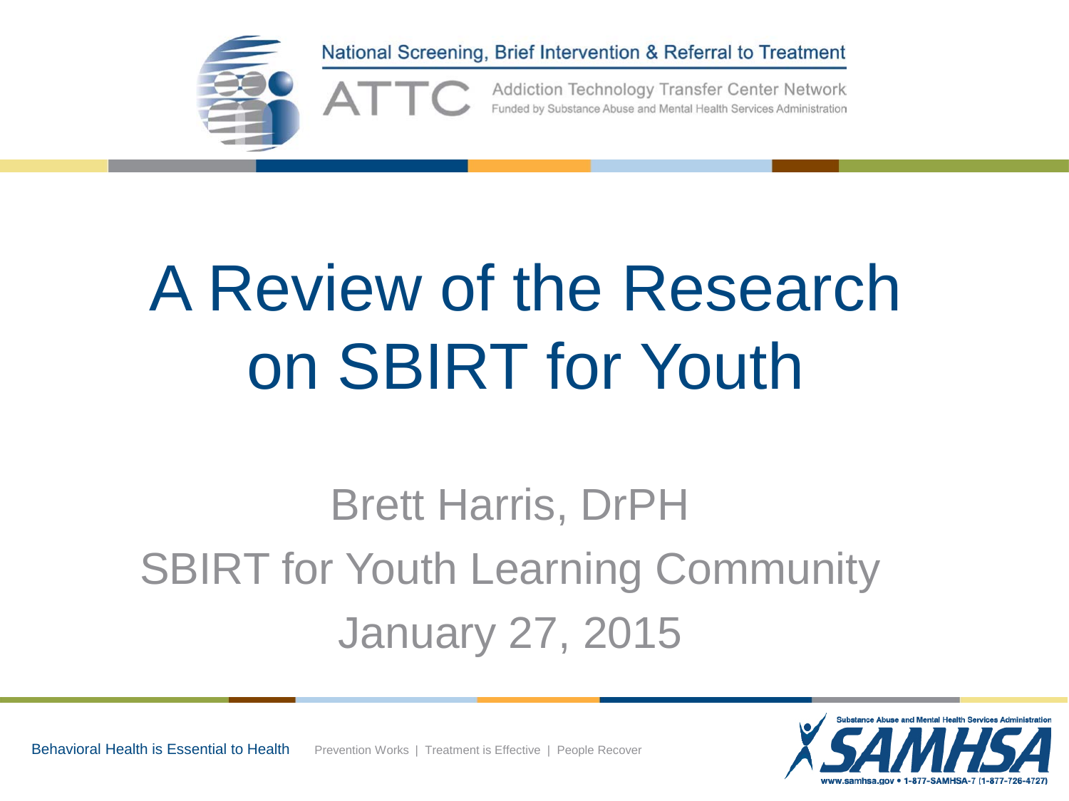National Screening, Brief Intervention & Referral to Treatment

ATTC Addiction Technology Transfer Center Network
Funded by Substance Abuse and Mental Health Services Administration

# A Review of the Research on SBIRT for Youth

Brett Harris, DrPH

SBIRT for Youth Learning Community

January 27, 2015

Behavioral Health is Essential to Health    Prevention Works | Treatment is Effective | People Recover

Substance Abuse and Mental Health Services Administration
SAMHSA
www.samhsa.gov • 1-877-SAMHSA-7 (1-877-726-4727)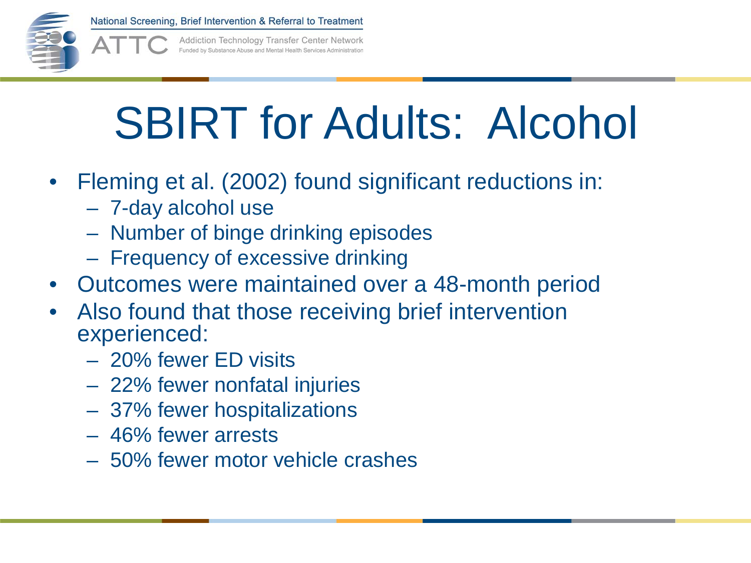# SBIRT for Adults: Alcohol

- Fleming et al. (2002) found significant reductions in:
  - 7-day alcohol use
  - Number of binge drinking episodes
  - Frequency of excessive drinking
- Outcomes were maintained over a 48-month period
- Also found that those receiving brief intervention experienced:
  - 20% fewer ED visits
  - 22% fewer nonfatal injuries
  - 37% fewer hospitalizations
  - 46% fewer arrests
  - 50% fewer motor vehicle crashes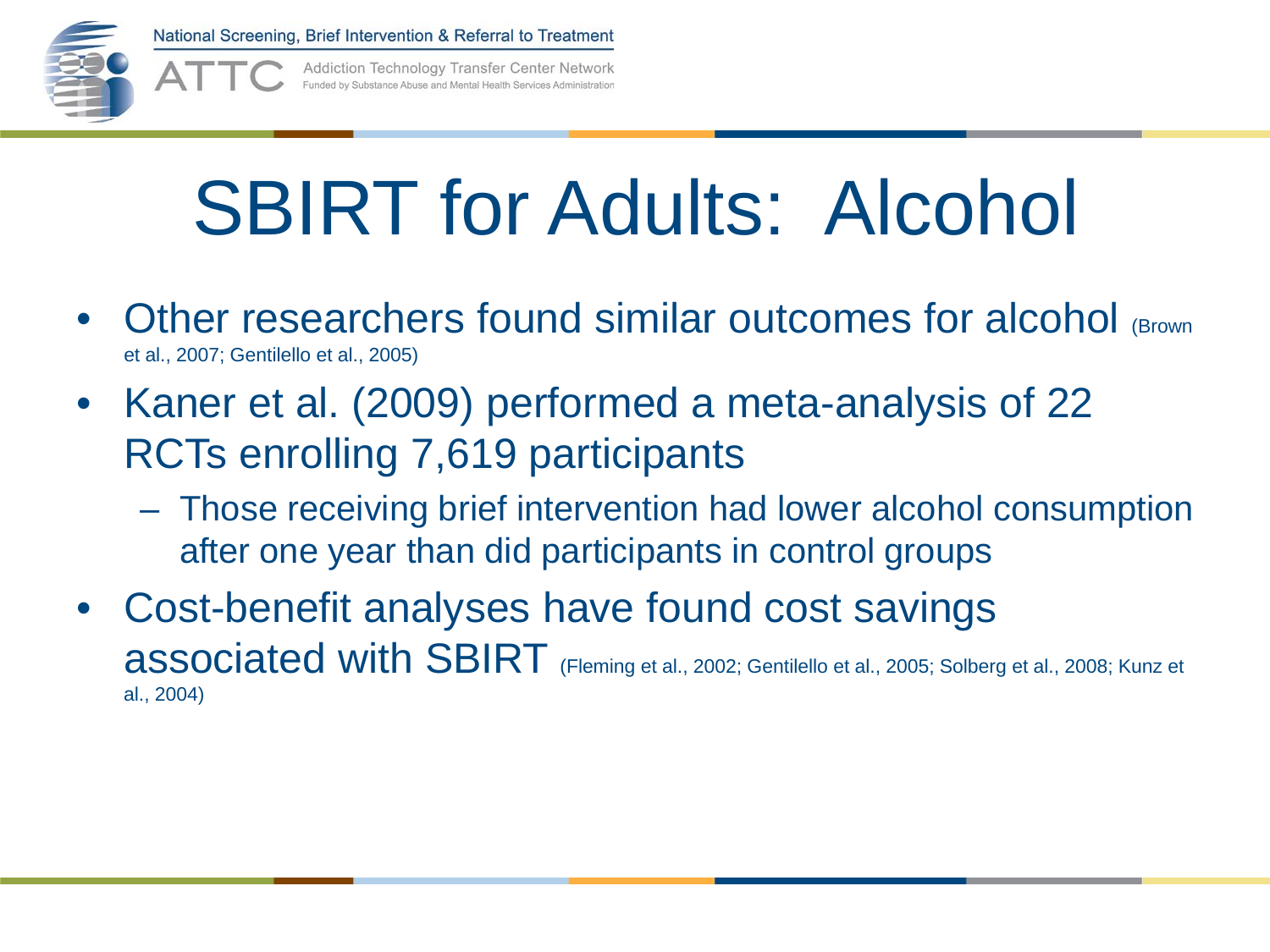# SBIRT for Adults: Alcohol

- Other researchers found similar outcomes for alcohol (Brown et al., 2007; Gentilello et al., 2005)
- Kaner et al. (2009) performed a meta-analysis of 22 RCTs enrolling 7,619 participants
  - Those receiving brief intervention had lower alcohol consumption after one year than did participants in control groups
- Cost-benefit analyses have found cost savings associated with SBIRT (Fleming et al., 2002; Gentilello et al., 2005; Solberg et al., 2008; Kunz et al., 2004)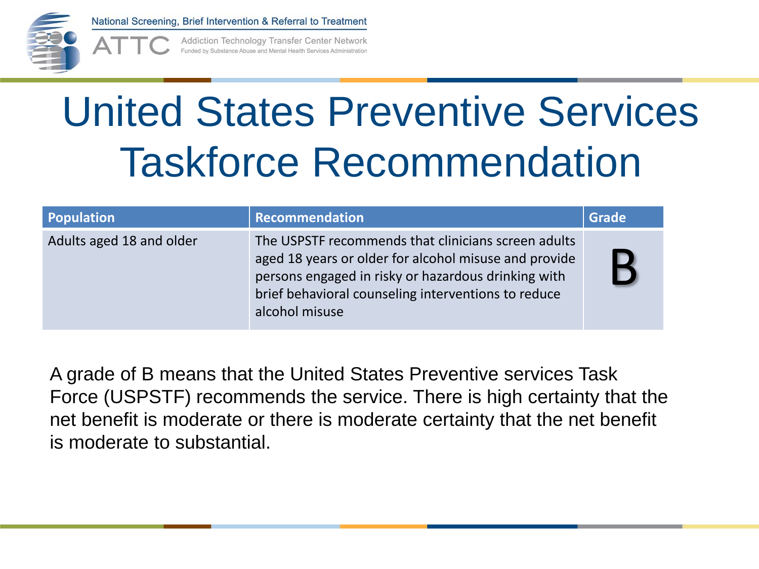# United States Preventive Services Taskforce Recommendation

| Population | Recommendation | Grade |
| --- | --- | --- |
| Adults aged 18 and older | The USPSTF recommends that clinicians screen adults aged 18 years or older for alcohol misuse and provide persons engaged in risky or hazardous drinking with brief behavioral counseling interventions to reduce alcohol misuse | B |

A grade of B means that the United States Preventive services Task Force (USPSTF) recommends the service. There is high certainty that the net benefit is moderate or there is moderate certainty that the net benefit is moderate to substantial.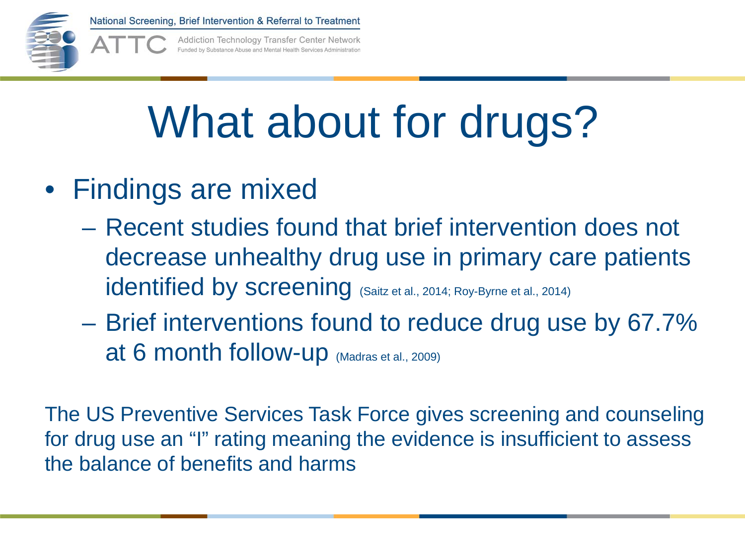# What about for drugs?

- Findings are mixed
  - Recent studies found that brief intervention does not decrease unhealthy drug use in primary care patients identified by screening (Saitz et al., 2014; Roy-Byrne et al., 2014)
  - Brief interventions found to reduce drug use by 67.7% at 6 month follow-up (Madras et al., 2009)

The US Preventive Services Task Force gives screening and counseling for drug use an "I" rating meaning the evidence is insufficient to assess the balance of benefits and harms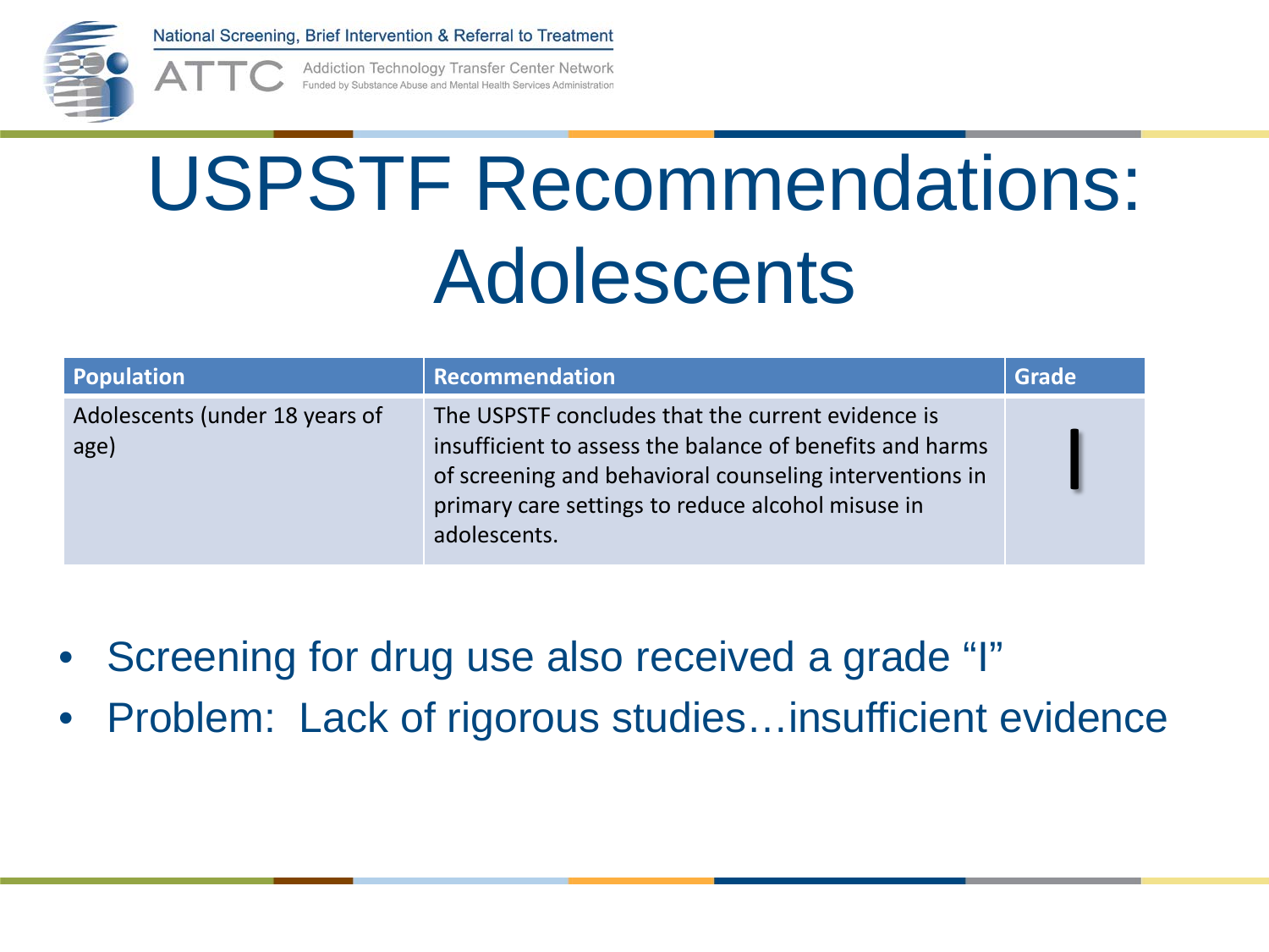# USPSTF Recommendations: Adolescents

| Population | Recommendation | Grade |
|---|---|---|
| Adolescents (under 18 years of age) | The USPSTF concludes that the current evidence is insufficient to assess the balance of benefits and harms of screening and behavioral counseling interventions in primary care settings to reduce alcohol misuse in adolescents. | I |

- Screening for drug use also received a grade "I"
- Problem: Lack of rigorous studies…insufficient evidence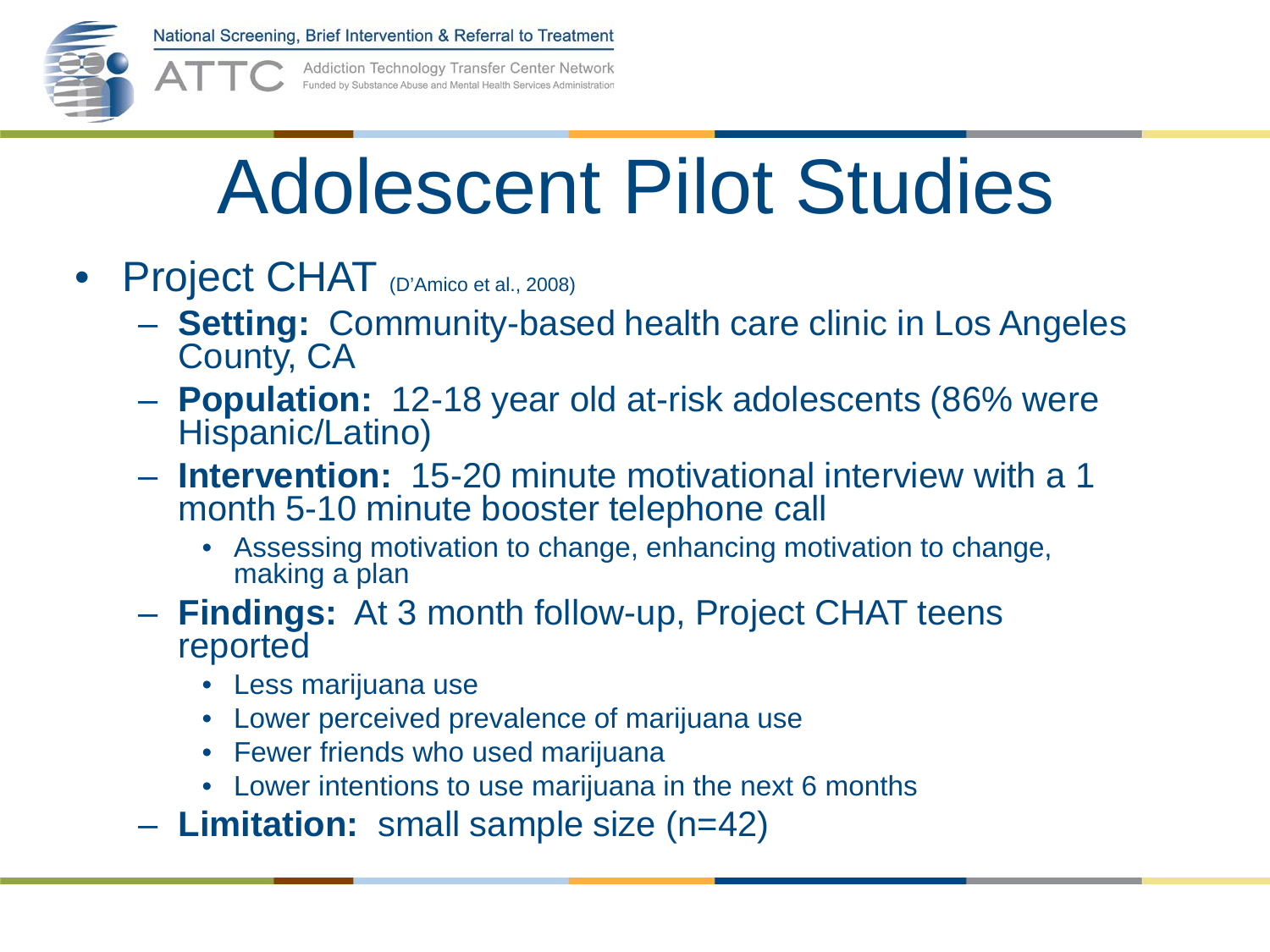# Adolescent Pilot Studies

- Project CHAT (D'Amico et al., 2008)
  - **Setting:** Community-based health care clinic in Los Angeles County, CA
  - **Population:** 12-18 year old at-risk adolescents (86% were Hispanic/Latino)
  - **Intervention:** 15-20 minute motivational interview with a 1 month 5-10 minute booster telephone call
    - Assessing motivation to change, enhancing motivation to change, making a plan
  - **Findings:** At 3 month follow-up, Project CHAT teens reported
    - Less marijuana use
    - Lower perceived prevalence of marijuana use
    - Fewer friends who used marijuana
    - Lower intentions to use marijuana in the next 6 months
  - **Limitation:** small sample size (n=42)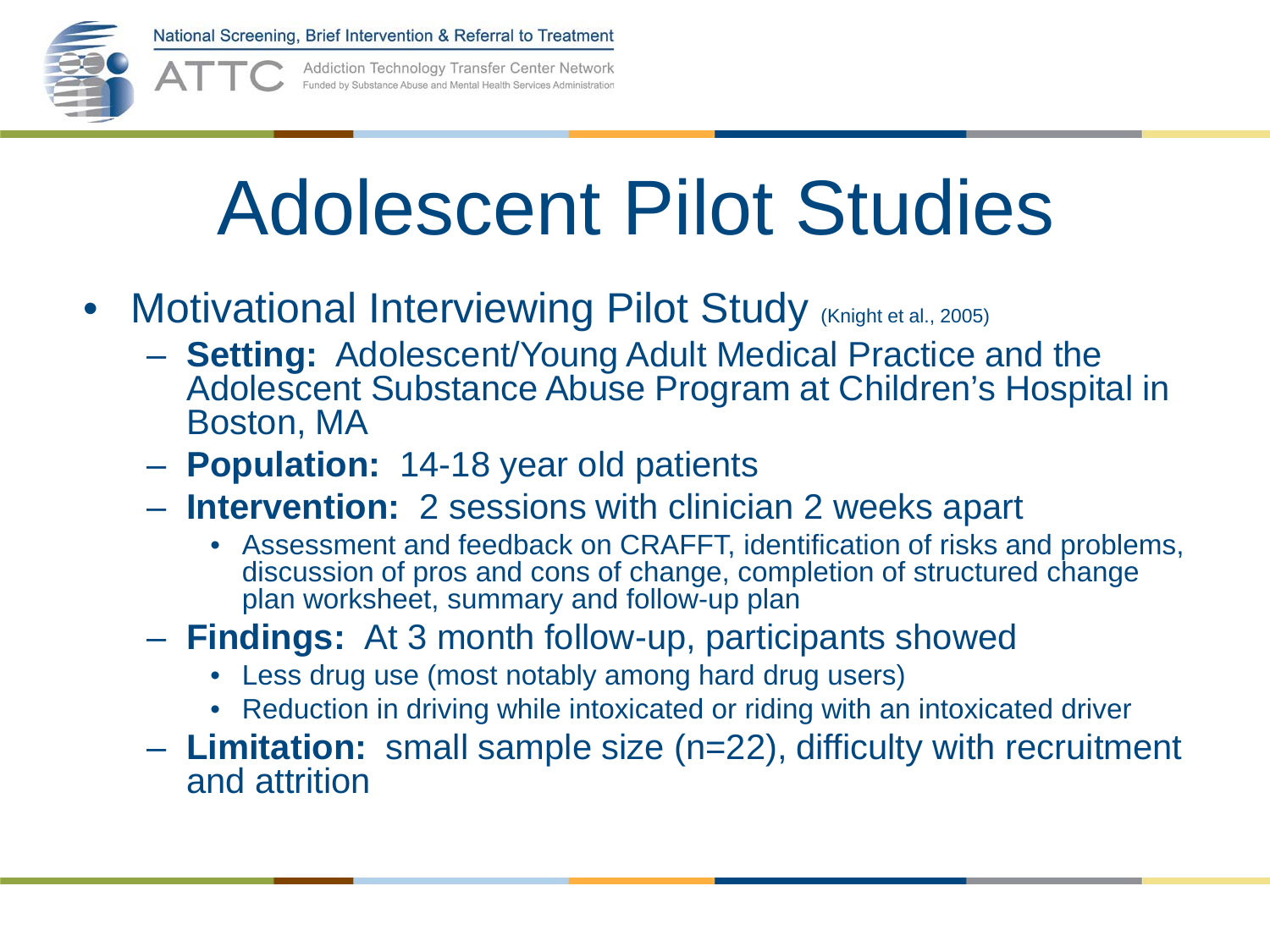# Adolescent Pilot Studies

- Motivational Interviewing Pilot Study (Knight et al., 2005)
  - **Setting:** Adolescent/Young Adult Medical Practice and the Adolescent Substance Abuse Program at Children's Hospital in Boston, MA
  - **Population:** 14-18 year old patients
  - **Intervention:** 2 sessions with clinician 2 weeks apart
    - Assessment and feedback on CRAFFT, identification of risks and problems, discussion of pros and cons of change, completion of structured change plan worksheet, summary and follow-up plan
  - **Findings:** At 3 month follow-up, participants showed
    - Less drug use (most notably among hard drug users)
    - Reduction in driving while intoxicated or riding with an intoxicated driver
  - **Limitation:** small sample size (n=22), difficulty with recruitment and attrition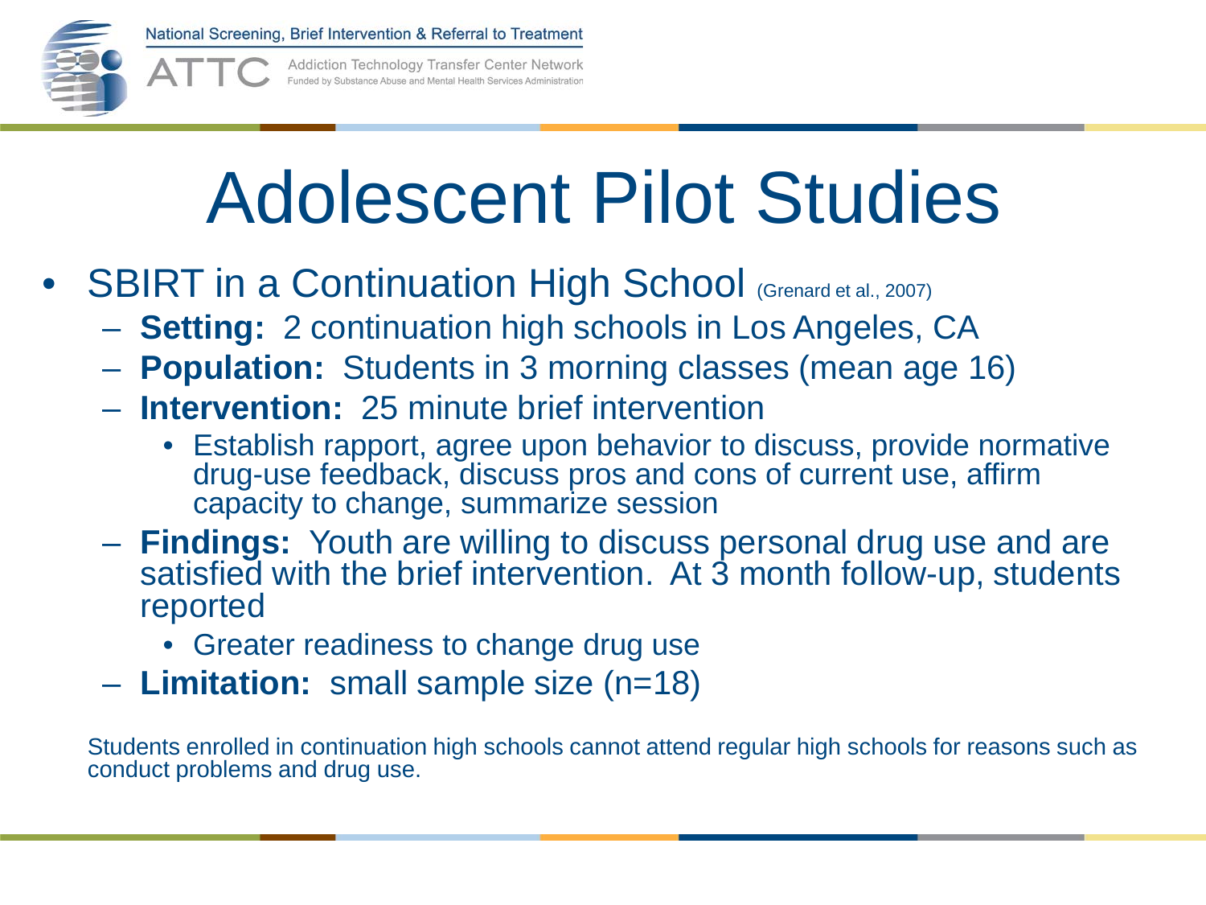# Adolescent Pilot Studies

- SBIRT in a Continuation High School (Grenard et al., 2007)
  - **Setting:** 2 continuation high schools in Los Angeles, CA
  - **Population:** Students in 3 morning classes (mean age 16)
  - **Intervention:** 25 minute brief intervention
    - Establish rapport, agree upon behavior to discuss, provide normative drug-use feedback, discuss pros and cons of current use, affirm capacity to change, summarize session
  - **Findings:** Youth are willing to discuss personal drug use and are satisfied with the brief intervention. At 3 month follow-up, students reported
    - Greater readiness to change drug use
  - **Limitation:** small sample size (n=18)

Students enrolled in continuation high schools cannot attend regular high schools for reasons such as conduct problems and drug use.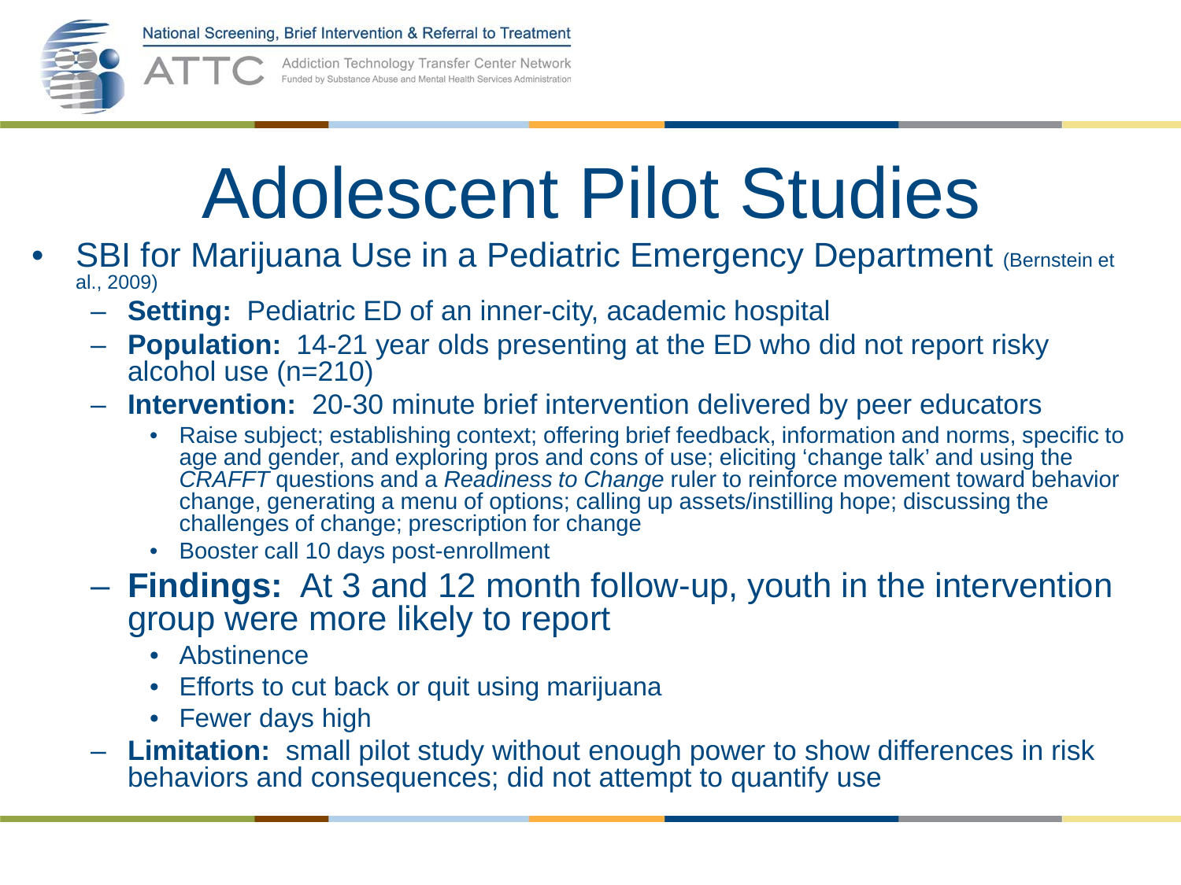# Adolescent Pilot Studies

- SBI for Marijuana Use in a Pediatric Emergency Department (Bernstein et al., 2009)
  - **Setting:** Pediatric ED of an inner-city, academic hospital
  - **Population:** 14-21 year olds presenting at the ED who did not report risky alcohol use (n=210)
  - **Intervention:** 20-30 minute brief intervention delivered by peer educators
    - Raise subject; establishing context; offering brief feedback, information and norms, specific to age and gender, and exploring pros and cons of use; eliciting 'change talk' and using the *CRAFFT* questions and a *Readiness to Change* ruler to reinforce movement toward behavior change, generating a menu of options; calling up assets/instilling hope; discussing the challenges of change; prescription for change
    - Booster call 10 days post-enrollment
  - **Findings:** At 3 and 12 month follow-up, youth in the intervention group were more likely to report
    - Abstinence
    - Efforts to cut back or quit using marijuana
    - Fewer days high
  - **Limitation:** small pilot study without enough power to show differences in risk behaviors and consequences; did not attempt to quantify use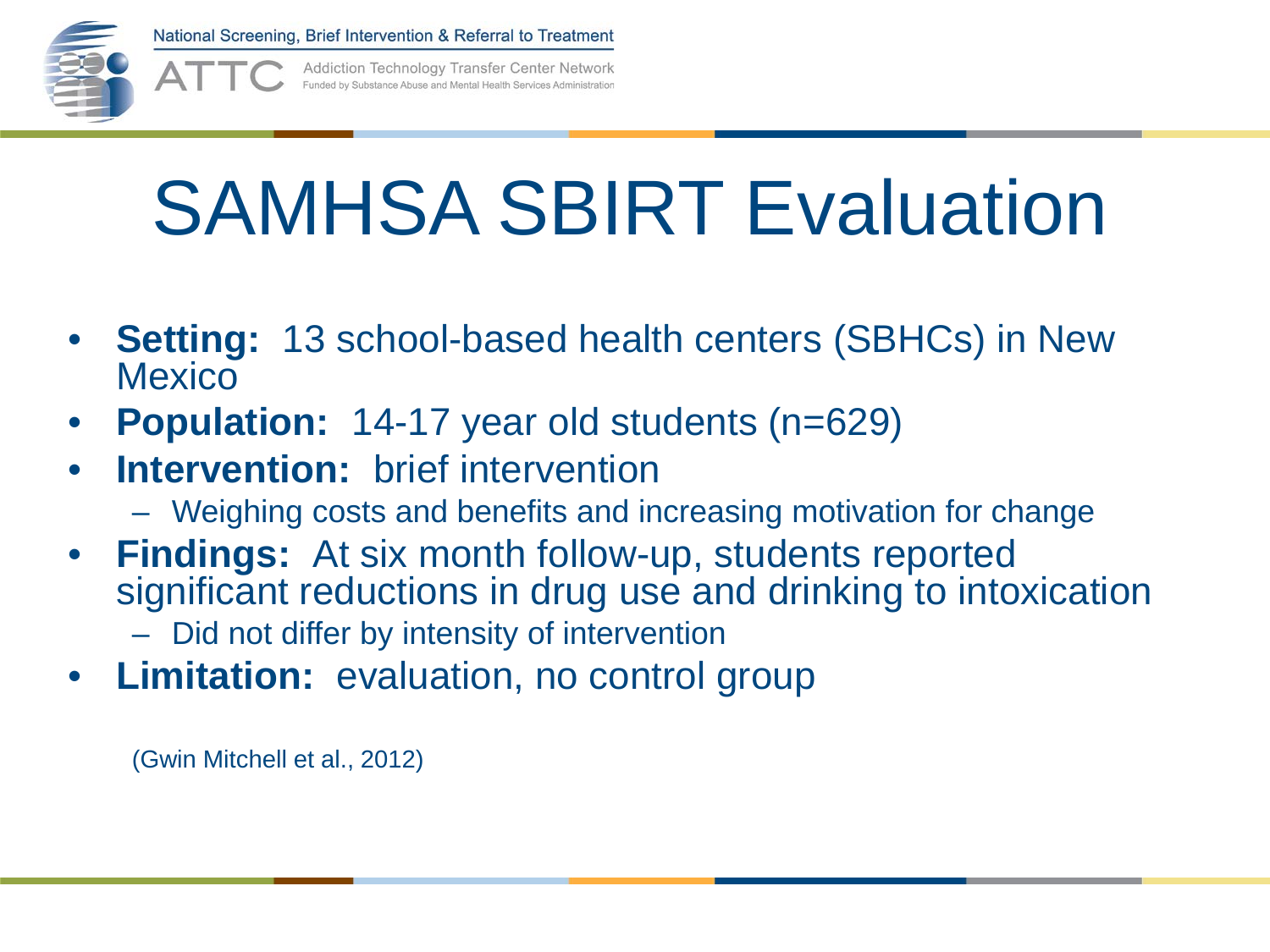# SAMHSA SBIRT Evaluation

- **Setting:** 13 school-based health centers (SBHCs) in New Mexico
- **Population:** 14-17 year old students (n=629)
- **Intervention:** brief intervention
  - Weighing costs and benefits and increasing motivation for change
- **Findings:** At six month follow-up, students reported significant reductions in drug use and drinking to intoxication
  - Did not differ by intensity of intervention
- **Limitation:** evaluation, no control group

(Gwin Mitchell et al., 2012)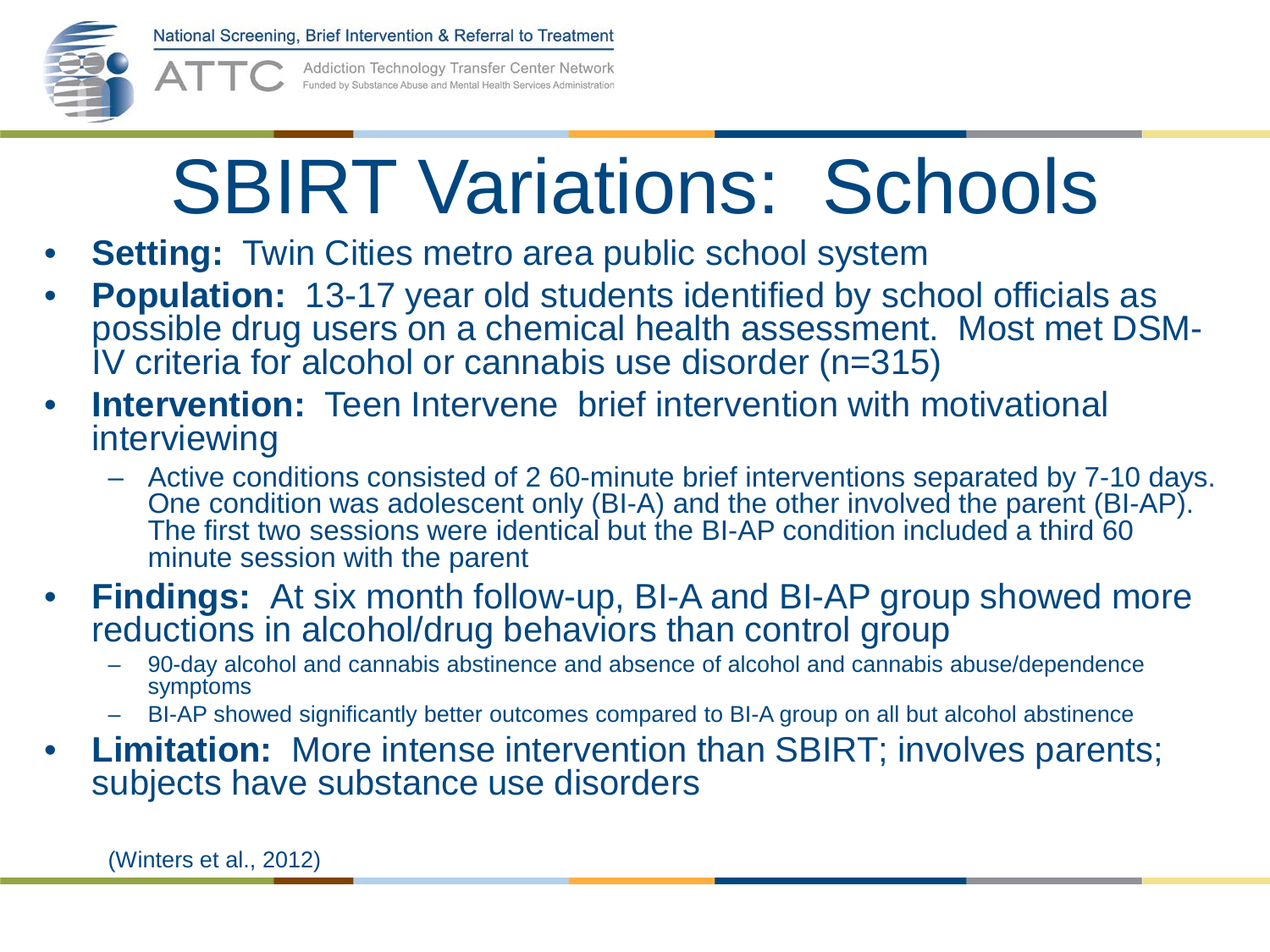# SBIRT Variations: Schools

- **Setting:** Twin Cities metro area public school system
- **Population:** 13-17 year old students identified by school officials as possible drug users on a chemical health assessment. Most met DSM-IV criteria for alcohol or cannabis use disorder (n=315)
- **Intervention:** Teen Intervene brief intervention with motivational interviewing
  - Active conditions consisted of 2 60-minute brief interventions separated by 7-10 days. One condition was adolescent only (BI-A) and the other involved the parent (BI-AP). The first two sessions were identical but the BI-AP condition included a third 60 minute session with the parent
- **Findings:** At six month follow-up, BI-A and BI-AP group showed more reductions in alcohol/drug behaviors than control group
  - 90-day alcohol and cannabis abstinence and absence of alcohol and cannabis abuse/dependence symptoms
  - BI-AP showed significantly better outcomes compared to BI-A group on all but alcohol abstinence
- **Limitation:** More intense intervention than SBIRT; involves parents; subjects have substance use disorders

(Winters et al., 2012)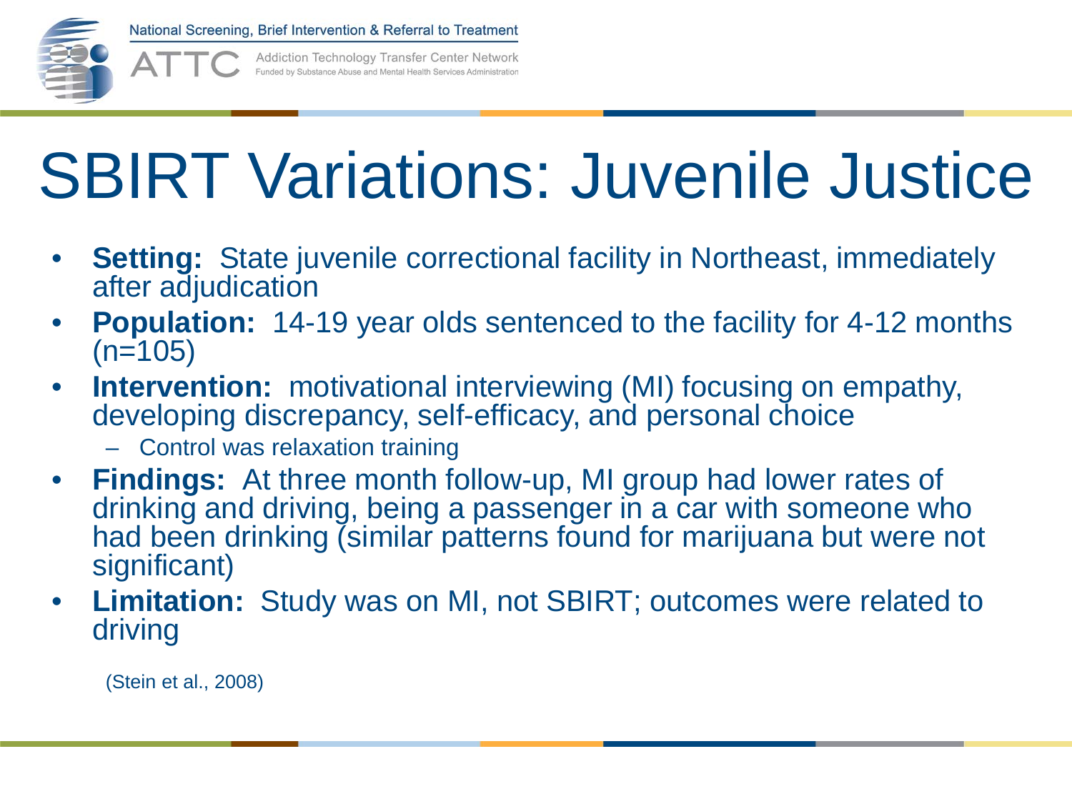# SBIRT Variations: Juvenile Justice

- **Setting:** State juvenile correctional facility in Northeast, immediately after adjudication
- **Population:** 14-19 year olds sentenced to the facility for 4-12 months (n=105)
- **Intervention:** motivational interviewing (MI) focusing on empathy, developing discrepancy, self-efficacy, and personal choice
  - Control was relaxation training
- **Findings:** At three month follow-up, MI group had lower rates of drinking and driving, being a passenger in a car with someone who had been drinking (similar patterns found for marijuana but were not significant)
- **Limitation:** Study was on MI, not SBIRT; outcomes were related to driving

(Stein et al., 2008)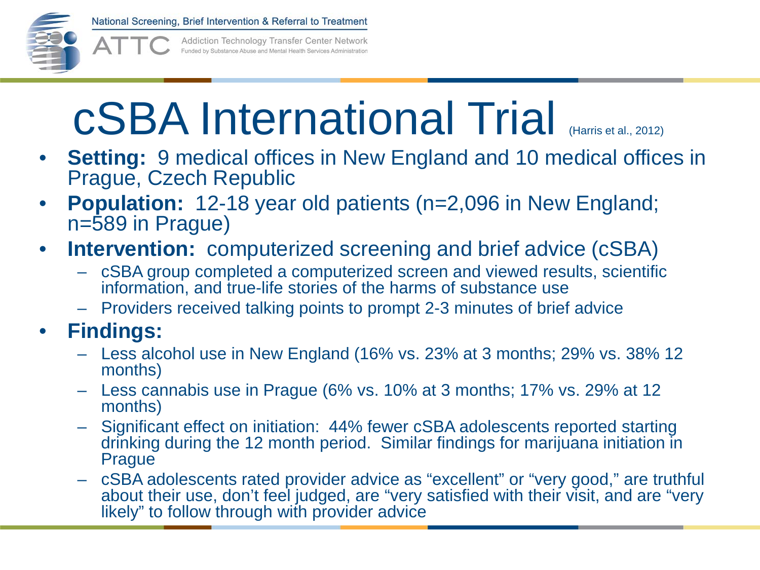# cSBA International Trial (Harris et al., 2012)

- **Setting:** 9 medical offices in New England and 10 medical offices in Prague, Czech Republic
- **Population:** 12-18 year old patients (n=2,096 in New England; n=589 in Prague)
- **Intervention:** computerized screening and brief advice (cSBA)
  - cSBA group completed a computerized screen and viewed results, scientific information, and true-life stories of the harms of substance use
  - Providers received talking points to prompt 2-3 minutes of brief advice
- **Findings:**
  - Less alcohol use in New England (16% vs. 23% at 3 months; 29% vs. 38% 12 months)
  - Less cannabis use in Prague (6% vs. 10% at 3 months; 17% vs. 29% at 12 months)
  - Significant effect on initiation: 44% fewer cSBA adolescents reported starting drinking during the 12 month period. Similar findings for marijuana initiation in Prague
  - cSBA adolescents rated provider advice as "excellent" or "very good," are truthful about their use, don't feel judged, are "very satisfied with their visit, and are "very likely" to follow through with provider advice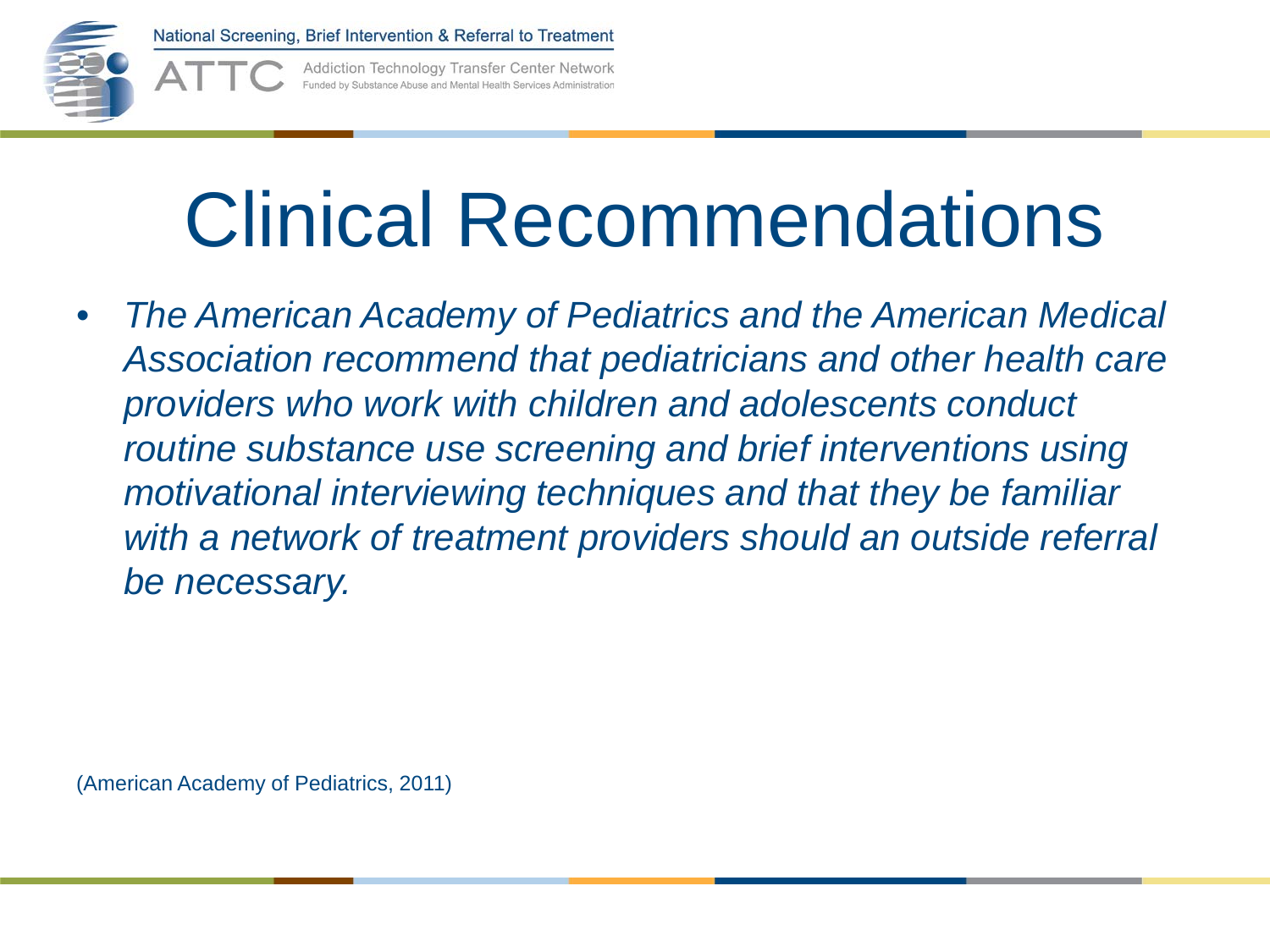# Clinical Recommendations

- *The American Academy of Pediatrics and the American Medical Association recommend that pediatricians and other health care providers who work with children and adolescents conduct routine substance use screening and brief interventions using motivational interviewing techniques and that they be familiar with a network of treatment providers should an outside referral be necessary.*

(American Academy of Pediatrics, 2011)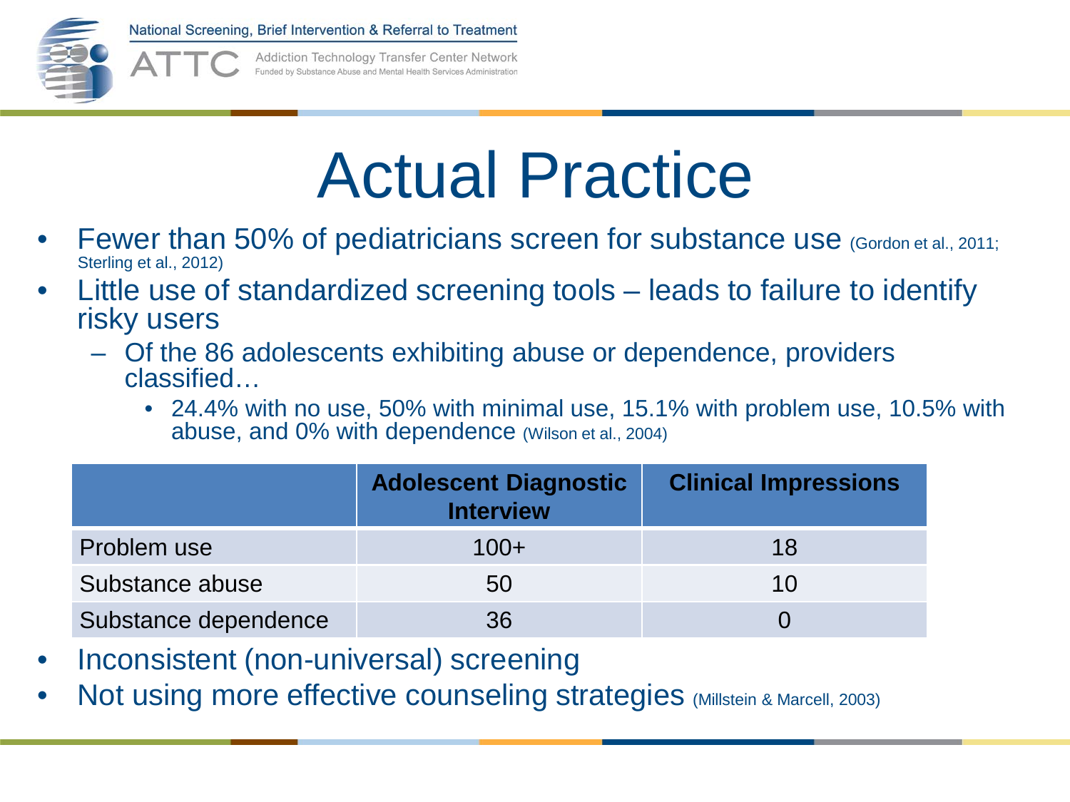# Actual Practice

- Fewer than 50% of pediatricians screen for substance use (Gordon et al., 2011; Sterling et al., 2012)
- Little use of standardized screening tools – leads to failure to identify risky users
  - Of the 86 adolescents exhibiting abuse or dependence, providers classified…
    - 24.4% with no use, 50% with minimal use, 15.1% with problem use, 10.5% with abuse, and 0% with dependence (Wilson et al., 2004)

| | Adolescent Diagnostic Interview | Clinical Impressions |
|---|---|---|
| Problem use | 100+ | 18 |
| Substance abuse | 50 | 10 |
| Substance dependence | 36 | 0 |

- Inconsistent (non-universal) screening
- Not using more effective counseling strategies (Millstein & Marcell, 2003)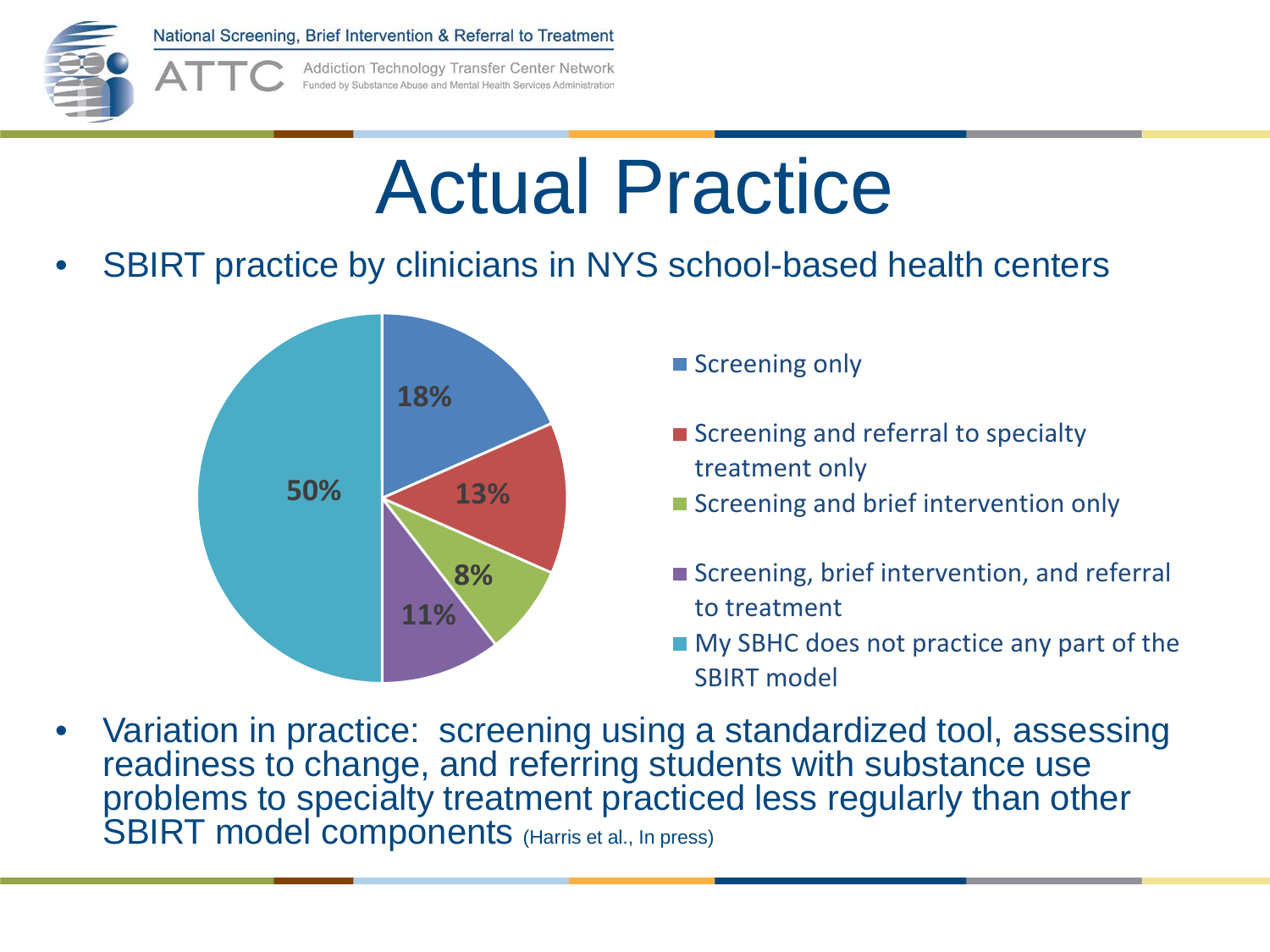# Actual Practice

- SBIRT practice by clinicians in NYS school-based health centers

| Category | Percentage |
| --- | --- |
| Screening only | 18% |
| Screening and referral to specialty treatment only | 13% |
| Screening and brief intervention only | 8% |
| Screening, brief intervention, and referral to treatment | 11% |
| My SBHC does not practice any part of the SBIRT model | 50% |

- Variation in practice: screening using a standardized tool, assessing readiness to change, and referring students with substance use problems to specialty treatment practiced less regularly than other SBIRT model components (Harris et al., In press)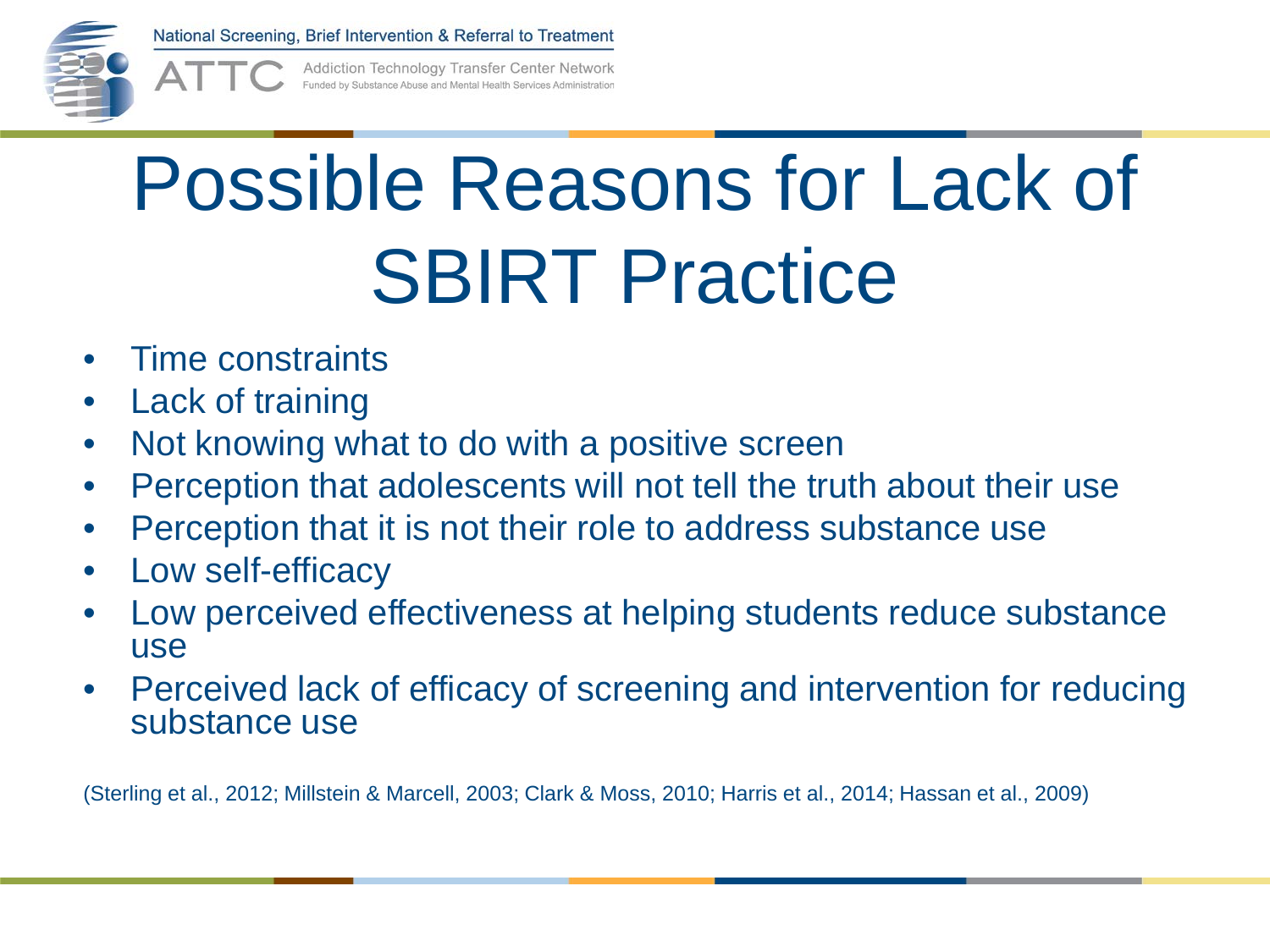# Possible Reasons for Lack of SBIRT Practice

- Time constraints
- Lack of training
- Not knowing what to do with a positive screen
- Perception that adolescents will not tell the truth about their use
- Perception that it is not their role to address substance use
- Low self-efficacy
- Low perceived effectiveness at helping students reduce substance use
- Perceived lack of efficacy of screening and intervention for reducing substance use

(Sterling et al., 2012; Millstein & Marcell, 2003; Clark & Moss, 2010; Harris et al., 2014; Hassan et al., 2009)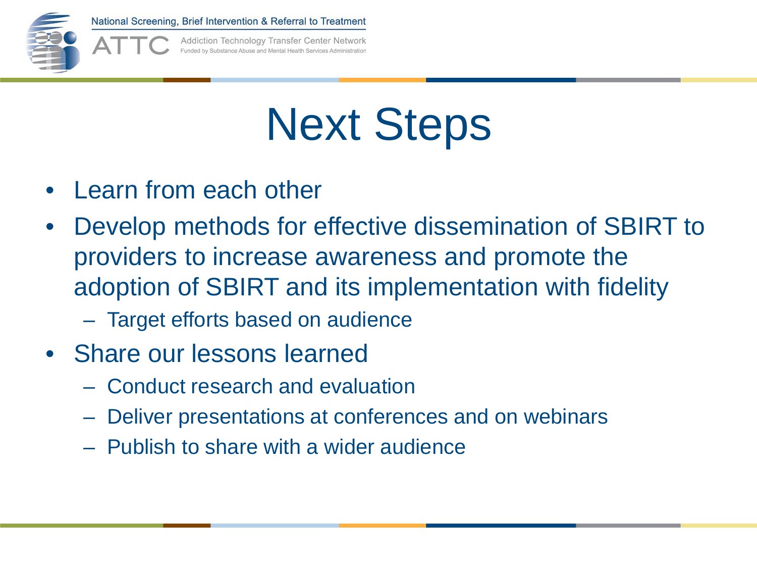# Next Steps

- Learn from each other
- Develop methods for effective dissemination of SBIRT to providers to increase awareness and promote the adoption of SBIRT and its implementation with fidelity
  - Target efforts based on audience
- Share our lessons learned
  - Conduct research and evaluation
  - Deliver presentations at conferences and on webinars
  - Publish to share with a wider audience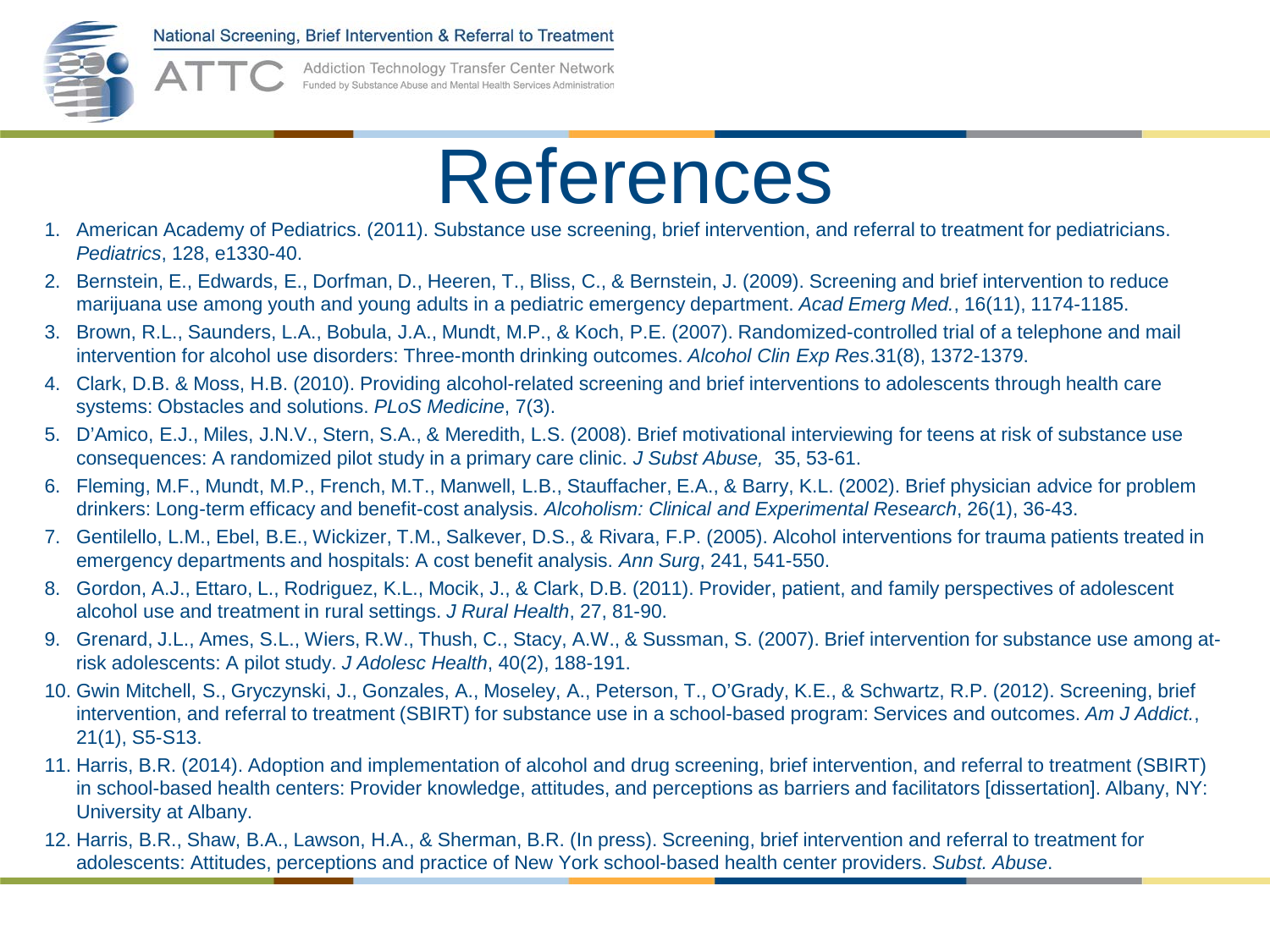# References

1. American Academy of Pediatrics. (2011). Substance use screening, brief intervention, and referral to treatment for pediatricians. *Pediatrics*, 128, e1330-40.
2. Bernstein, E., Edwards, E., Dorfman, D., Heeren, T., Bliss, C., & Bernstein, J. (2009). Screening and brief intervention to reduce marijuana use among youth and young adults in a pediatric emergency department. *Acad Emerg Med.*, 16(11), 1174-1185.
3. Brown, R.L., Saunders, L.A., Bobula, J.A., Mundt, M.P., & Koch, P.E. (2007). Randomized-controlled trial of a telephone and mail intervention for alcohol use disorders: Three-month drinking outcomes. *Alcohol Clin Exp Res*.31(8), 1372-1379.
4. Clark, D.B. & Moss, H.B. (2010). Providing alcohol-related screening and brief interventions to adolescents through health care systems: Obstacles and solutions. *PLoS Medicine*, 7(3).
5. D'Amico, E.J., Miles, J.N.V., Stern, S.A., & Meredith, L.S. (2008). Brief motivational interviewing for teens at risk of substance use consequences: A randomized pilot study in a primary care clinic. *J Subst Abuse,* 35, 53-61.
6. Fleming, M.F., Mundt, M.P., French, M.T., Manwell, L.B., Stauffacher, E.A., & Barry, K.L. (2002). Brief physician advice for problem drinkers: Long-term efficacy and benefit-cost analysis. *Alcoholism: Clinical and Experimental Research*, 26(1), 36-43.
7. Gentilello, L.M., Ebel, B.E., Wickizer, T.M., Salkever, D.S., & Rivara, F.P. (2005). Alcohol interventions for trauma patients treated in emergency departments and hospitals: A cost benefit analysis. *Ann Surg*, 241, 541-550.
8. Gordon, A.J., Ettaro, L., Rodriguez, K.L., Mocik, J., & Clark, D.B. (2011). Provider, patient, and family perspectives of adolescent alcohol use and treatment in rural settings. *J Rural Health*, 27, 81-90.
9. Grenard, J.L., Ames, S.L., Wiers, R.W., Thush, C., Stacy, A.W., & Sussman, S. (2007). Brief intervention for substance use among at-risk adolescents: A pilot study. *J Adolesc Health*, 40(2), 188-191.
10. Gwin Mitchell, S., Gryczynski, J., Gonzales, A., Moseley, A., Peterson, T., O'Grady, K.E., & Schwartz, R.P. (2012). Screening, brief intervention, and referral to treatment (SBIRT) for substance use in a school-based program: Services and outcomes. *Am J Addict.*, 21(1), S5-S13.
11. Harris, B.R. (2014). Adoption and implementation of alcohol and drug screening, brief intervention, and referral to treatment (SBIRT) in school-based health centers: Provider knowledge, attitudes, and perceptions as barriers and facilitators [dissertation]. Albany, NY: University at Albany.
12. Harris, B.R., Shaw, B.A., Lawson, H.A., & Sherman, B.R. (In press). Screening, brief intervention and referral to treatment for adolescents: Attitudes, perceptions and practice of New York school-based health center providers. *Subst. Abuse*.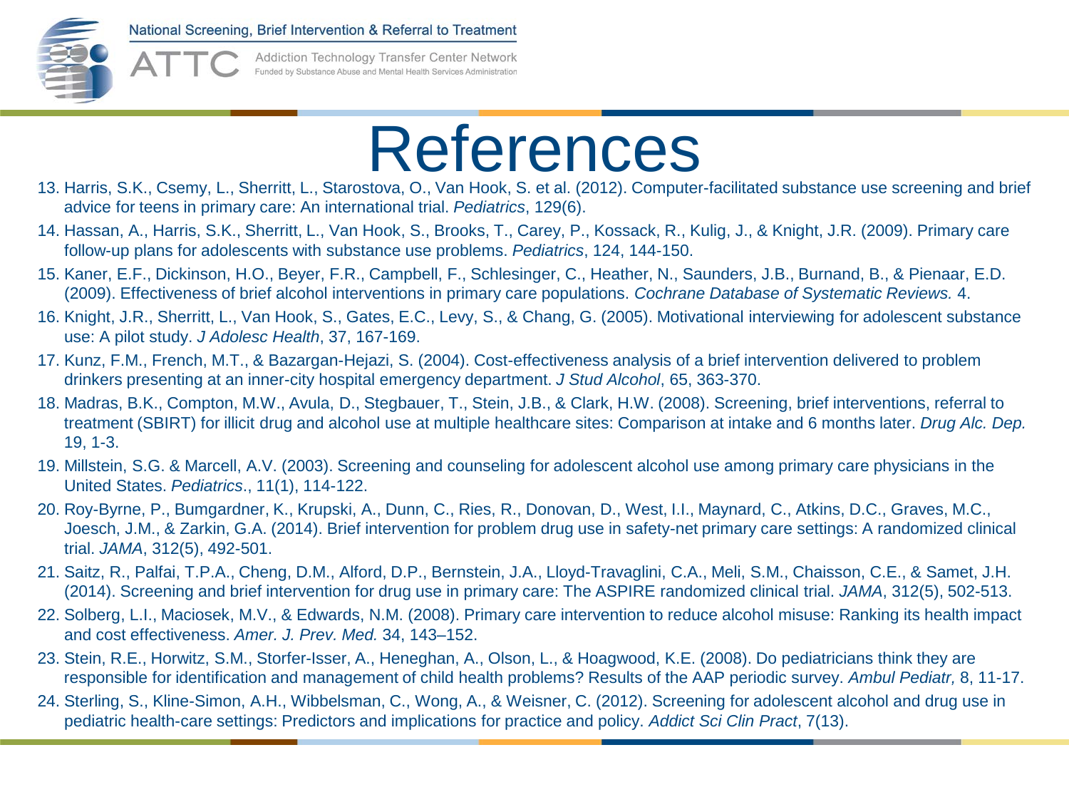# References

13. Harris, S.K., Csemy, L., Sherritt, L., Starostova, O., Van Hook, S. et al. (2012). Computer-facilitated substance use screening and brief advice for teens in primary care: An international trial. *Pediatrics*, 129(6).
14. Hassan, A., Harris, S.K., Sherritt, L., Van Hook, S., Brooks, T., Carey, P., Kossack, R., Kulig, J., & Knight, J.R. (2009). Primary care follow-up plans for adolescents with substance use problems. *Pediatrics*, 124, 144-150.
15. Kaner, E.F., Dickinson, H.O., Beyer, F.R., Campbell, F., Schlesinger, C., Heather, N., Saunders, J.B., Burnand, B., & Pienaar, E.D. (2009). Effectiveness of brief alcohol interventions in primary care populations. *Cochrane Database of Systematic Reviews.* 4.
16. Knight, J.R., Sherritt, L., Van Hook, S., Gates, E.C., Levy, S., & Chang, G. (2005). Motivational interviewing for adolescent substance use: A pilot study. *J Adolesc Health*, 37, 167-169.
17. Kunz, F.M., French, M.T., & Bazargan-Hejazi, S. (2004). Cost-effectiveness analysis of a brief intervention delivered to problem drinkers presenting at an inner-city hospital emergency department. *J Stud Alcohol*, 65, 363-370.
18. Madras, B.K., Compton, M.W., Avula, D., Stegbauer, T., Stein, J.B., & Clark, H.W. (2008). Screening, brief interventions, referral to treatment (SBIRT) for illicit drug and alcohol use at multiple healthcare sites: Comparison at intake and 6 months later. *Drug Alc. Dep.* 19, 1-3.
19. Millstein, S.G. & Marcell, A.V. (2003). Screening and counseling for adolescent alcohol use among primary care physicians in the United States. *Pediatrics*., 11(1), 114-122.
20. Roy-Byrne, P., Bumgardner, K., Krupski, A., Dunn, C., Ries, R., Donovan, D., West, I.I., Maynard, C., Atkins, D.C., Graves, M.C., Joesch, J.M., & Zarkin, G.A. (2014). Brief intervention for problem drug use in safety-net primary care settings: A randomized clinical trial. *JAMA*, 312(5), 492-501.
21. Saitz, R., Palfai, T.P.A., Cheng, D.M., Alford, D.P., Bernstein, J.A., Lloyd-Travaglini, C.A., Meli, S.M., Chaisson, C.E., & Samet, J.H. (2014). Screening and brief intervention for drug use in primary care: The ASPIRE randomized clinical trial. *JAMA*, 312(5), 502-513.
22. Solberg, L.I., Maciosek, M.V., & Edwards, N.M. (2008). Primary care intervention to reduce alcohol misuse: Ranking its health impact and cost effectiveness. *Amer. J. Prev. Med.* 34, 143–152.
23. Stein, R.E., Horwitz, S.M., Storfer-Isser, A., Heneghan, A., Olson, L., & Hoagwood, K.E. (2008). Do pediatricians think they are responsible for identification and management of child health problems? Results of the AAP periodic survey. *Ambul Pediatr,* 8, 11-17.
24. Sterling, S., Kline-Simon, A.H., Wibbelsman, C., Wong, A., & Weisner, C. (2012). Screening for adolescent alcohol and drug use in pediatric health-care settings: Predictors and implications for practice and policy. *Addict Sci Clin Pract*, 7(13).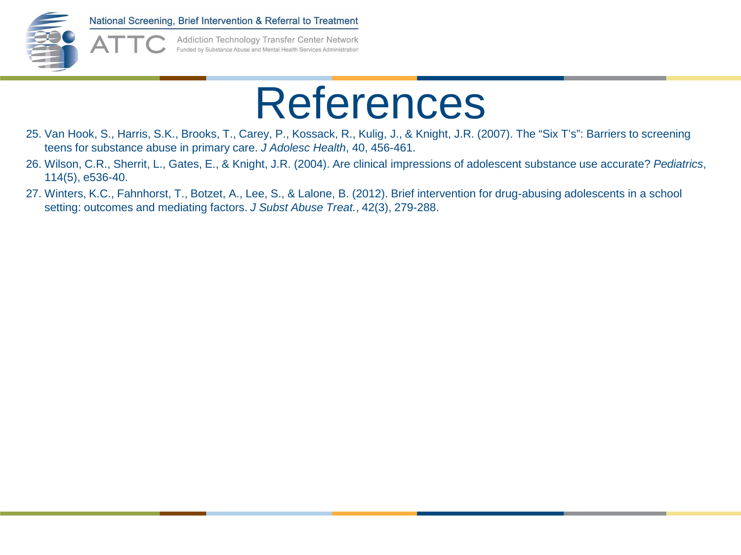# References

25. Van Hook, S., Harris, S.K., Brooks, T., Carey, P., Kossack, R., Kulig, J., & Knight, J.R. (2007). The "Six T's": Barriers to screening teens for substance abuse in primary care. *J Adolesc Health*, 40, 456-461.
26. Wilson, C.R., Sherrit, L., Gates, E., & Knight, J.R. (2004). Are clinical impressions of adolescent substance use accurate? *Pediatrics*, 114(5), e536-40.
27. Winters, K.C., Fahnhorst, T., Botzet, A., Lee, S., & Lalone, B. (2012). Brief intervention for drug-abusing adolescents in a school setting: outcomes and mediating factors. *J Subst Abuse Treat.*, 42(3), 279-288.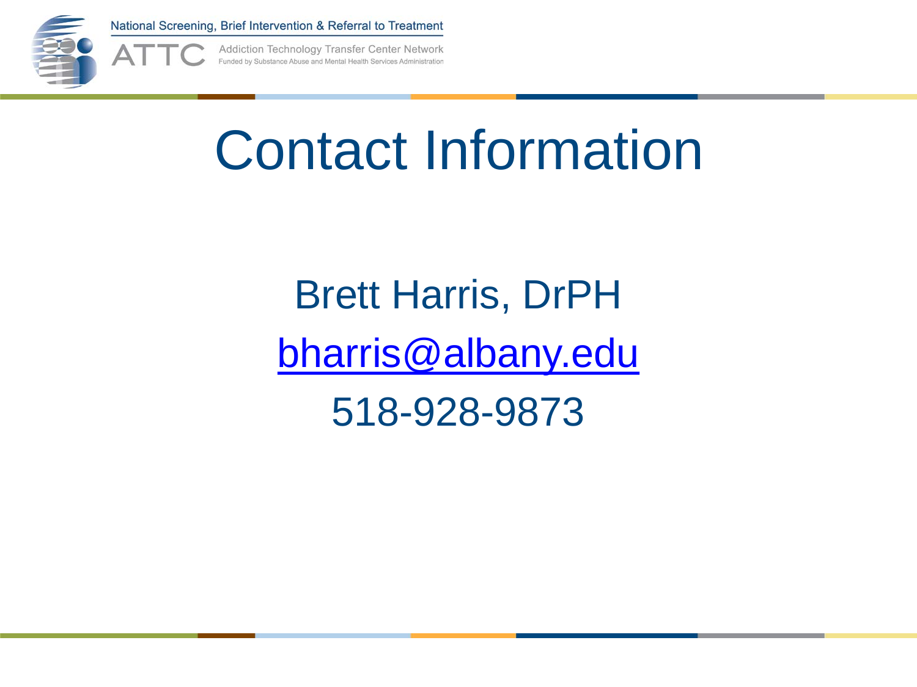# Contact Information

Brett Harris, DrPH

bharris@albany.edu

518-928-9873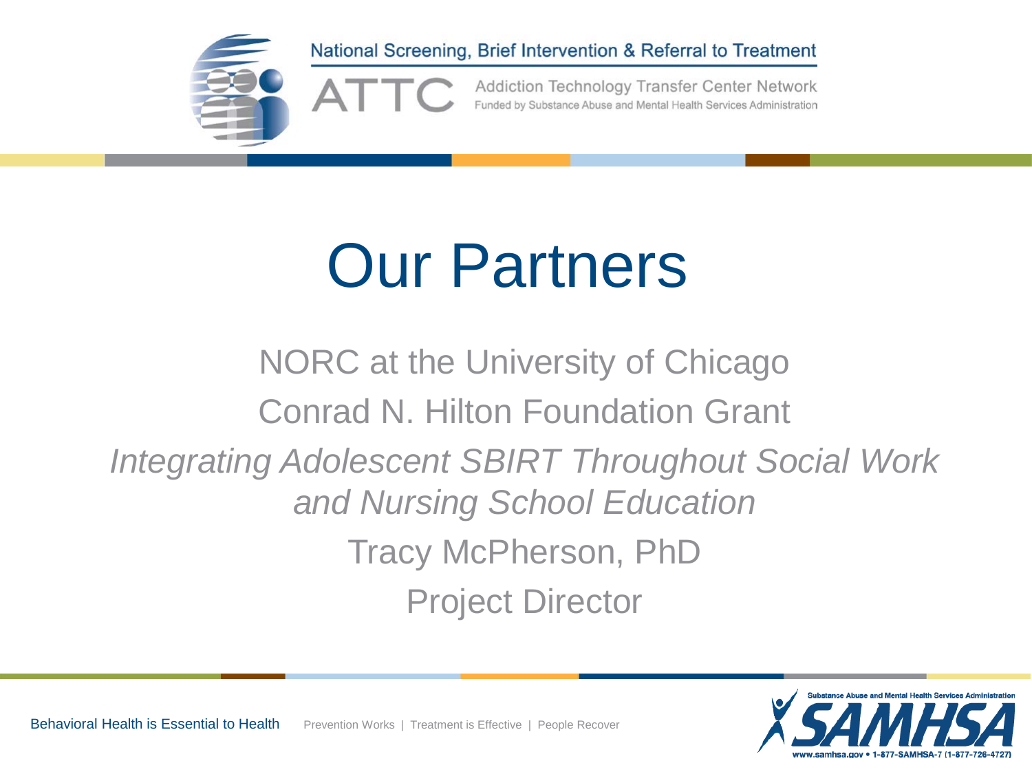# Our Partners

NORC at the University of Chicago

Conrad N. Hilton Foundation Grant

*Integrating Adolescent SBIRT Throughout Social Work and Nursing School Education*

Tracy McPherson, PhD

Project Director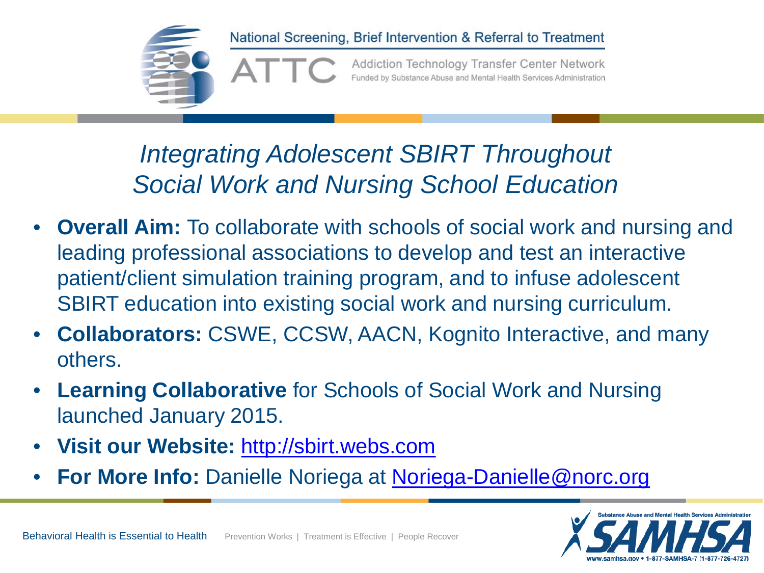National Screening, Brief Intervention & Referral to Treatment

ATTC Addiction Technology Transfer Center Network
Funded by Substance Abuse and Mental Health Services Administration

# *Integrating Adolescent SBIRT Throughout Social Work and Nursing School Education*

- **Overall Aim:** To collaborate with schools of social work and nursing and leading professional associations to develop and test an interactive patient/client simulation training program, and to infuse adolescent SBIRT education into existing social work and nursing curriculum.
- **Collaborators:** CSWE, CCSW, AACN, Kognito Interactive, and many others.
- **Learning Collaborative** for Schools of Social Work and Nursing launched January 2015.
- **Visit our Website:** http://sbirt.webs.com
- **For More Info:** Danielle Noriega at Noriega-Danielle@norc.org

Behavioral Health is Essential to Health Prevention Works | Treatment is Effective | People Recover

Substance Abuse and Mental Health Services Administration
SAMHSA
www.samhsa.gov • 1-877-SAMHSA-7 (1-877-726-4727)